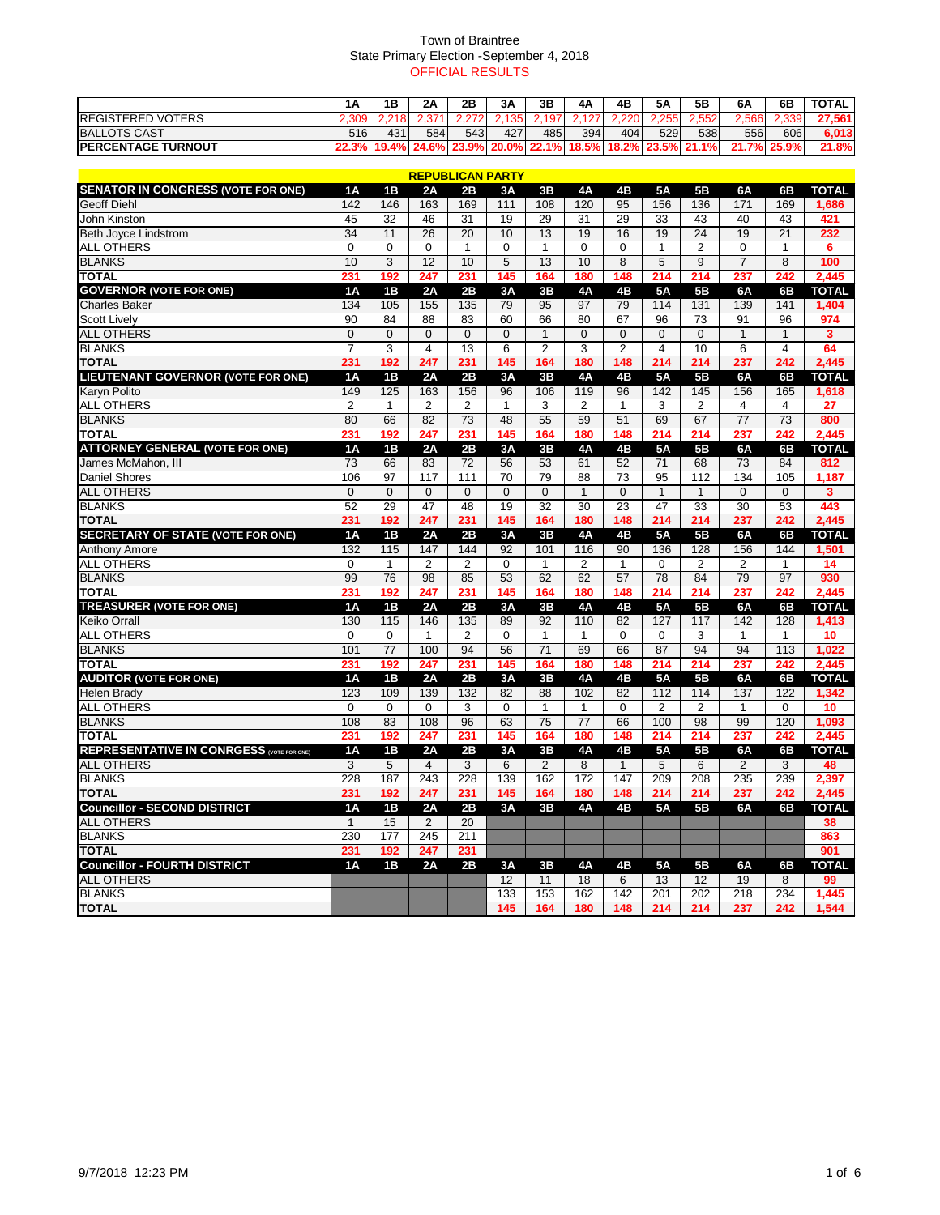# Town of Braintree
## State Primary Election -September 4, 2018
### OFFICIAL RESULTS

| | 1A | 1B | 2A | 2B | 3A | 3B | 4A | 4B | 5A | 5B | 6A | 6B | TOTAL |
|---|---|---|---|---|---|---|---|---|---|---|---|---|---|
| REGISTERED VOTERS | 2,309 | 2,218 | 2,371 | 2,272 | 2,135 | 2,197 | 2,127 | 2,220 | 2,255 | 2,552 | 2,566 | 2,339 | 27,561 |
| BALLOTS CAST | 516 | 431 | 584 | 543 | 427 | 485 | 394 | 404 | 529 | 538 | 556 | 606 | 6,013 |
| PERCENTAGE TURNOUT | 22.3% | 19.4% | 24.6% | 23.9% | 20.0% | 22.1% | 18.5% | 18.2% | 23.5% | 21.1% | 21.7% | 25.9% | 21.8% |

## REPUBLICAN PARTY

| SENATOR IN CONGRESS (VOTE FOR ONE) | 1A | 1B | 2A | 2B | 3A | 3B | 4A | 4B | 5A | 5B | 6A | 6B | TOTAL |
|---|---|---|---|---|---|---|---|---|---|---|---|---|---|
| Geoff Diehl | 142 | 146 | 163 | 169 | 111 | 108 | 120 | 95 | 156 | 136 | 171 | 169 | 1,686 |
| John Kinston | 45 | 32 | 46 | 31 | 19 | 29 | 31 | 29 | 33 | 43 | 40 | 43 | 421 |
| Beth Joyce Lindstrom | 34 | 11 | 26 | 20 | 10 | 13 | 19 | 16 | 19 | 24 | 19 | 21 | 232 |
| ALL OTHERS | 0 | 0 | 0 | 1 | 0 | 1 | 0 | 0 | 1 | 2 | 0 | 1 | 6 |
| BLANKS | 10 | 3 | 12 | 10 | 5 | 13 | 10 | 8 | 5 | 9 | 7 | 8 | 100 |
| TOTAL | 231 | 192 | 247 | 231 | 145 | 164 | 180 | 148 | 214 | 214 | 237 | 242 | 2,445 |
| **GOVERNOR (VOTE FOR ONE)** | **1A** | **1B** | **2A** | **2B** | **3A** | **3B** | **4A** | **4B** | **5A** | **5B** | **6A** | **6B** | **TOTAL** |
| Charles Baker | 134 | 105 | 155 | 135 | 79 | 95 | 97 | 79 | 114 | 131 | 139 | 141 | 1,404 |
| Scott Lively | 90 | 84 | 88 | 83 | 60 | 66 | 80 | 67 | 96 | 73 | 91 | 96 | 974 |
| ALL OTHERS | 0 | 0 | 0 | 0 | 0 | 1 | 0 | 0 | 0 | 0 | 1 | 1 | 3 |
| BLANKS | 7 | 3 | 4 | 13 | 6 | 2 | 3 | 2 | 4 | 10 | 6 | 4 | 64 |
| TOTAL | 231 | 192 | 247 | 231 | 145 | 164 | 180 | 148 | 214 | 214 | 237 | 242 | 2,445 |
| **LIEUTENANT GOVERNOR (VOTE FOR ONE)** | **1A** | **1B** | **2A** | **2B** | **3A** | **3B** | **4A** | **4B** | **5A** | **5B** | **6A** | **6B** | **TOTAL** |
| Karyn Polito | 149 | 125 | 163 | 156 | 96 | 106 | 119 | 96 | 142 | 145 | 156 | 165 | 1,618 |
| ALL OTHERS | 2 | 1 | 2 | 2 | 1 | 3 | 2 | 1 | 3 | 2 | 4 | 4 | 27 |
| BLANKS | 80 | 66 | 82 | 73 | 48 | 55 | 59 | 51 | 69 | 67 | 77 | 73 | 800 |
| TOTAL | 231 | 192 | 247 | 231 | 145 | 164 | 180 | 148 | 214 | 214 | 237 | 242 | 2,445 |
| **ATTORNEY GENERAL (VOTE FOR ONE)** | **1A** | **1B** | **2A** | **2B** | **3A** | **3B** | **4A** | **4B** | **5A** | **5B** | **6A** | **6B** | **TOTAL** |
| James McMahon, III | 73 | 66 | 83 | 72 | 56 | 53 | 61 | 52 | 71 | 68 | 73 | 84 | 812 |
| Daniel Shores | 106 | 97 | 117 | 111 | 70 | 79 | 88 | 73 | 95 | 112 | 134 | 105 | 1,187 |
| ALL OTHERS | 0 | 0 | 0 | 0 | 0 | 0 | 1 | 0 | 1 | 1 | 0 | 0 | 3 |
| BLANKS | 52 | 29 | 47 | 48 | 19 | 32 | 30 | 23 | 47 | 33 | 30 | 53 | 443 |
| TOTAL | 231 | 192 | 247 | 231 | 145 | 164 | 180 | 148 | 214 | 214 | 237 | 242 | 2,445 |
| **SECRETARY OF STATE (VOTE FOR ONE)** | **1A** | **1B** | **2A** | **2B** | **3A** | **3B** | **4A** | **4B** | **5A** | **5B** | **6A** | **6B** | **TOTAL** |
| Anthony Amore | 132 | 115 | 147 | 144 | 92 | 101 | 116 | 90 | 136 | 128 | 156 | 144 | 1,501 |
| ALL OTHERS | 0 | 1 | 2 | 2 | 0 | 1 | 2 | 1 | 0 | 2 | 2 | 1 | 14 |
| BLANKS | 99 | 76 | 98 | 85 | 53 | 62 | 62 | 57 | 78 | 84 | 79 | 97 | 930 |
| TOTAL | 231 | 192 | 247 | 231 | 145 | 164 | 180 | 148 | 214 | 214 | 237 | 242 | 2,445 |
| **TREASURER (VOTE FOR ONE)** | **1A** | **1B** | **2A** | **2B** | **3A** | **3B** | **4A** | **4B** | **5A** | **5B** | **6A** | **6B** | **TOTAL** |
| Keiko Orrall | 130 | 115 | 146 | 135 | 89 | 92 | 110 | 82 | 127 | 117 | 142 | 128 | 1,413 |
| ALL OTHERS | 0 | 0 | 1 | 2 | 0 | 1 | 1 | 0 | 0 | 3 | 1 | 1 | 10 |
| BLANKS | 101 | 77 | 100 | 94 | 56 | 71 | 69 | 66 | 87 | 94 | 94 | 113 | 1,022 |
| TOTAL | 231 | 192 | 247 | 231 | 145 | 164 | 180 | 148 | 214 | 214 | 237 | 242 | 2,445 |
| **AUDITOR (VOTE FOR ONE)** | **1A** | **1B** | **2A** | **2B** | **3A** | **3B** | **4A** | **4B** | **5A** | **5B** | **6A** | **6B** | **TOTAL** |
| Helen Brady | 123 | 109 | 139 | 132 | 82 | 88 | 102 | 82 | 112 | 114 | 137 | 122 | 1,342 |
| ALL OTHERS | 0 | 0 | 0 | 3 | 0 | 1 | 1 | 0 | 2 | 2 | 1 | 0 | 10 |
| BLANKS | 108 | 83 | 108 | 96 | 63 | 75 | 77 | 66 | 100 | 98 | 99 | 120 | 1,093 |
| TOTAL | 231 | 192 | 247 | 231 | 145 | 164 | 180 | 148 | 214 | 214 | 237 | 242 | 2,445 |
| **REPRESENTATIVE IN CONRGESS (VOTE FOR ONE)** | **1A** | **1B** | **2A** | **2B** | **3A** | **3B** | **4A** | **4B** | **5A** | **5B** | **6A** | **6B** | **TOTAL** |
| ALL OTHERS | 3 | 5 | 4 | 3 | 6 | 2 | 8 | 1 | 5 | 6 | 2 | 3 | 48 |
| BLANKS | 228 | 187 | 243 | 228 | 139 | 162 | 172 | 147 | 209 | 208 | 235 | 239 | 2,397 |
| TOTAL | 231 | 192 | 247 | 231 | 145 | 164 | 180 | 148 | 214 | 214 | 237 | 242 | 2,445 |
| **Councillor - SECOND DISTRICT** | **1A** | **1B** | **2A** | **2B** | **3A** | **3B** | **4A** | **4B** | **5A** | **5B** | **6A** | **6B** | **TOTAL** |
| ALL OTHERS | 1 | 15 | 2 | 20 | | | | | | | | | 38 |
| BLANKS | 230 | 177 | 245 | 211 | | | | | | | | | 863 |
| TOTAL | 231 | 192 | 247 | 231 | | | | | | | | | 901 |
| **Councillor - FOURTH DISTRICT** | **1A** | **1B** | **2A** | **2B** | **3A** | **3B** | **4A** | **4B** | **5A** | **5B** | **6A** | **6B** | **TOTAL** |
| ALL OTHERS | | | | | 12 | 11 | 18 | 6 | 13 | 12 | 19 | 8 | 99 |
| BLANKS | | | | | 133 | 153 | 162 | 142 | 201 | 202 | 218 | 234 | 1,445 |
| TOTAL | | | | | 145 | 164 | 180 | 148 | 214 | 214 | 237 | 242 | 1,544 |

9/7/2018 12:23 PM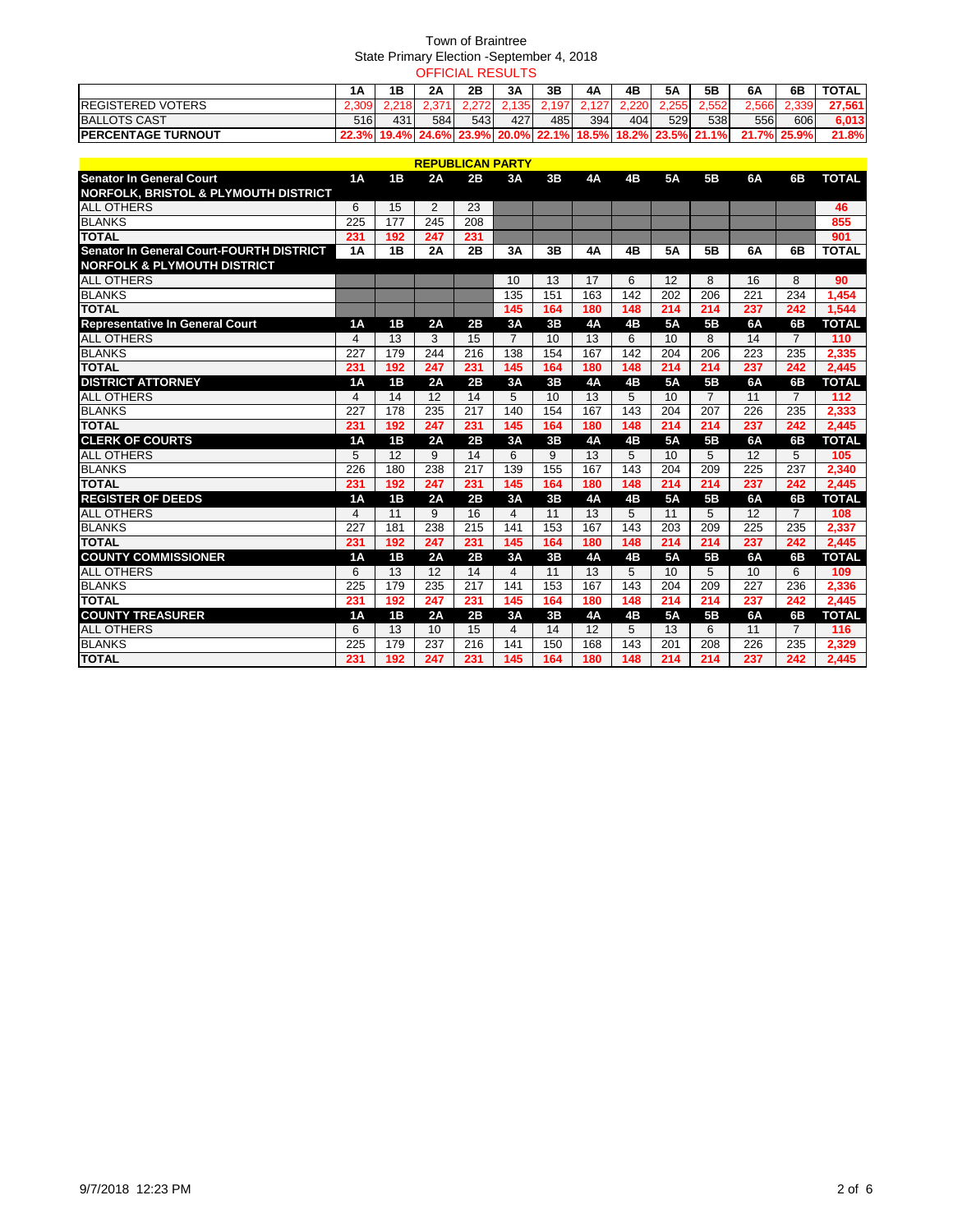Town of Braintree
State Primary Election -September 4, 2018
OFFICIAL RESULTS

| | 1A | 1B | 2A | 2B | 3A | 3B | 4A | 4B | 5A | 5B | 6A | 6B | TOTAL |
|---|---|---|---|---|---|---|---|---|---|---|---|---|---|
| REGISTERED VOTERS | 2,309 | 2,218 | 2,371 | 2,272 | 2,135 | 2,197 | 2,127 | 2,220 | 2,255 | 2,552 | 2,566 | 2,339 | 27,561 |
| BALLOTS CAST | 516 | 431 | 584 | 543 | 427 | 485 | 394 | 404 | 529 | 538 | 556 | 606 | 6,013 |
| PERCENTAGE TURNOUT | 22.3% | 19.4% | 24.6% | 23.9% | 20.0% | 22.1% | 18.5% | 18.2% | 23.5% | 21.1% | 21.7% | 25.9% | 21.8% |

## REPUBLICAN PARTY

| Senator In General Court NORFOLK, BRISTOL & PLYMOUTH DISTRICT | 1A | 1B | 2A | 2B | 3A | 3B | 4A | 4B | 5A | 5B | 6A | 6B | TOTAL |
|---|---|---|---|---|---|---|---|---|---|---|---|---|---|
| ALL OTHERS | 6 | 15 | 2 | 23 | | | | | | | | | 46 |
| BLANKS | 225 | 177 | 245 | 208 | | | | | | | | | 855 |
| TOTAL | 231 | 192 | 247 | 231 | | | | | | | | | 901 |
| **Senator In General Court-FOURTH DISTRICT NORFOLK & PLYMOUTH DISTRICT** | **1A** | **1B** | **2A** | **2B** | **3A** | **3B** | **4A** | **4B** | **5A** | **5B** | **6A** | **6B** | **TOTAL** |
| ALL OTHERS | | | | | 10 | 13 | 17 | 6 | 12 | 8 | 16 | 8 | 90 |
| BLANKS | | | | | 135 | 151 | 163 | 142 | 202 | 206 | 221 | 234 | 1,454 |
| TOTAL | | | | | 145 | 164 | 180 | 148 | 214 | 214 | 237 | 242 | 1,544 |
| **Representative In General Court** | **1A** | **1B** | **2A** | **2B** | **3A** | **3B** | **4A** | **4B** | **5A** | **5B** | **6A** | **6B** | **TOTAL** |
| ALL OTHERS | 4 | 13 | 3 | 15 | 7 | 10 | 13 | 6 | 10 | 8 | 14 | 7 | 110 |
| BLANKS | 227 | 179 | 244 | 216 | 138 | 154 | 167 | 142 | 204 | 206 | 223 | 235 | 2,335 |
| TOTAL | 231 | 192 | 247 | 231 | 145 | 164 | 180 | 148 | 214 | 214 | 237 | 242 | 2,445 |
| **DISTRICT ATTORNEY** | **1A** | **1B** | **2A** | **2B** | **3A** | **3B** | **4A** | **4B** | **5A** | **5B** | **6A** | **6B** | **TOTAL** |
| ALL OTHERS | 4 | 14 | 12 | 14 | 5 | 10 | 13 | 5 | 10 | 7 | 11 | 7 | 112 |
| BLANKS | 227 | 178 | 235 | 217 | 140 | 154 | 167 | 143 | 204 | 207 | 226 | 235 | 2,333 |
| TOTAL | 231 | 192 | 247 | 231 | 145 | 164 | 180 | 148 | 214 | 214 | 237 | 242 | 2,445 |
| **CLERK OF COURTS** | **1A** | **1B** | **2A** | **2B** | **3A** | **3B** | **4A** | **4B** | **5A** | **5B** | **6A** | **6B** | **TOTAL** |
| ALL OTHERS | 5 | 12 | 9 | 14 | 6 | 9 | 13 | 5 | 10 | 5 | 12 | 5 | 105 |
| BLANKS | 226 | 180 | 238 | 217 | 139 | 155 | 167 | 143 | 204 | 209 | 225 | 237 | 2,340 |
| TOTAL | 231 | 192 | 247 | 231 | 145 | 164 | 180 | 148 | 214 | 214 | 237 | 242 | 2,445 |
| **REGISTER OF DEEDS** | **1A** | **1B** | **2A** | **2B** | **3A** | **3B** | **4A** | **4B** | **5A** | **5B** | **6A** | **6B** | **TOTAL** |
| ALL OTHERS | 4 | 11 | 9 | 16 | 4 | 11 | 13 | 5 | 11 | 5 | 12 | 7 | 108 |
| BLANKS | 227 | 181 | 238 | 215 | 141 | 153 | 167 | 143 | 203 | 209 | 225 | 235 | 2,337 |
| TOTAL | 231 | 192 | 247 | 231 | 145 | 164 | 180 | 148 | 214 | 214 | 237 | 242 | 2,445 |
| **COUNTY COMMISSIONER** | **1A** | **1B** | **2A** | **2B** | **3A** | **3B** | **4A** | **4B** | **5A** | **5B** | **6A** | **6B** | **TOTAL** |
| ALL OTHERS | 6 | 13 | 12 | 14 | 4 | 11 | 13 | 5 | 10 | 5 | 10 | 6 | 109 |
| BLANKS | 225 | 179 | 235 | 217 | 141 | 153 | 167 | 143 | 204 | 209 | 227 | 236 | 2,336 |
| TOTAL | 231 | 192 | 247 | 231 | 145 | 164 | 180 | 148 | 214 | 214 | 237 | 242 | 2,445 |
| **COUNTY TREASURER** | **1A** | **1B** | **2A** | **2B** | **3A** | **3B** | **4A** | **4B** | **5A** | **5B** | **6A** | **6B** | **TOTAL** |
| ALL OTHERS | 6 | 13 | 10 | 15 | 4 | 14 | 12 | 5 | 13 | 6 | 11 | 7 | 116 |
| BLANKS | 225 | 179 | 237 | 216 | 141 | 150 | 168 | 143 | 201 | 208 | 226 | 235 | 2,329 |
| TOTAL | 231 | 192 | 247 | 231 | 145 | 164 | 180 | 148 | 214 | 214 | 237 | 242 | 2,445 |

9/7/2018 12:23 PM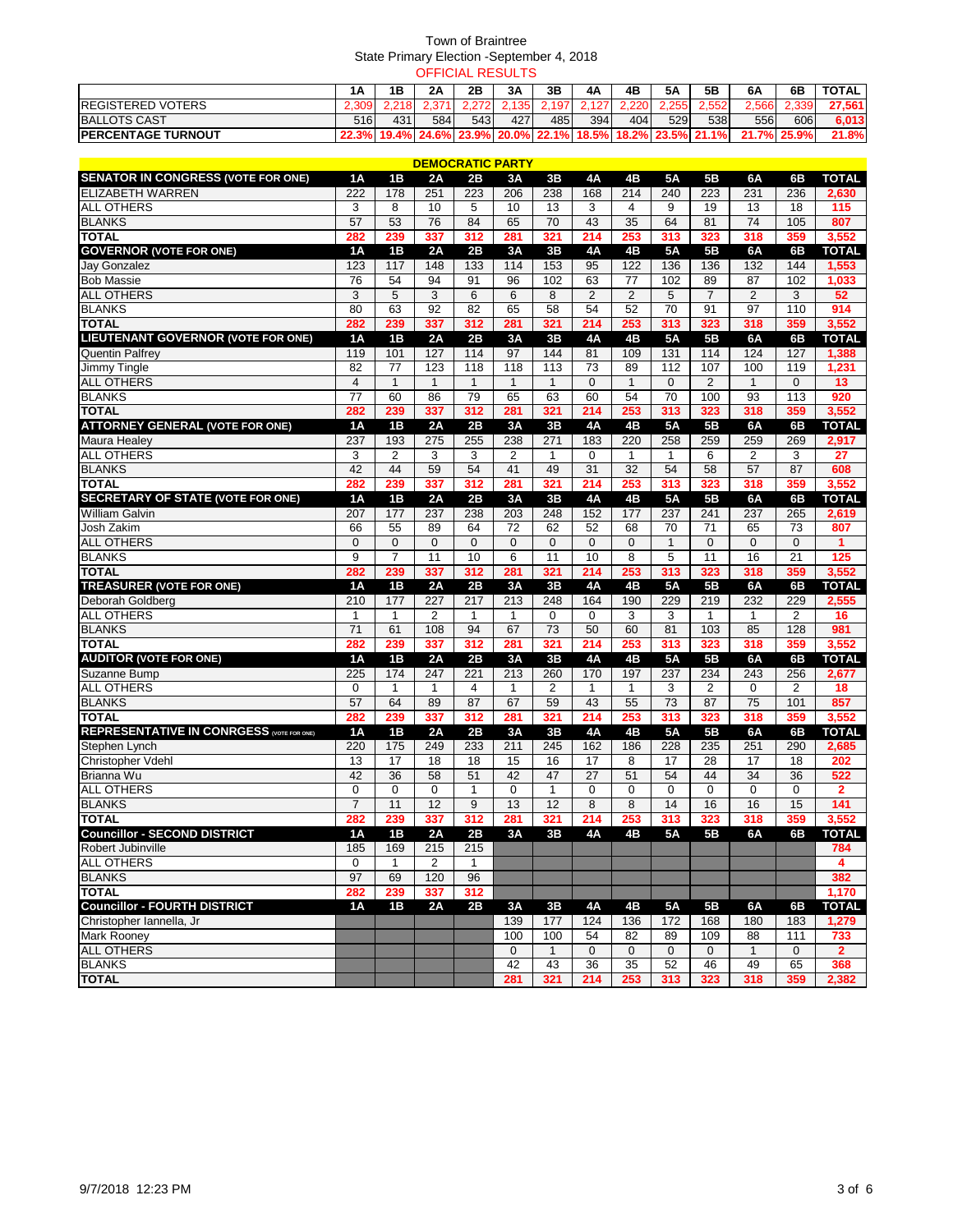# Town of Braintree

## State Primary Election -September 4, 2018

### OFFICIAL RESULTS

| | 1A | 1B | 2A | 2B | 3A | 3B | 4A | 4B | 5A | 5B | 6A | 6B | TOTAL |
|---|---|---|---|---|---|---|---|---|---|---|---|---|---|
| REGISTERED VOTERS | 2,309 | 2,218 | 2,371 | 2,272 | 2,135 | 2,197 | 2,127 | 2,220 | 2,255 | 2,552 | 2,566 | 2,339 | 27,561 |
| BALLOTS CAST | 516 | 431 | 584 | 543 | 427 | 485 | 394 | 404 | 529 | 538 | 556 | 606 | 6,013 |
| PERCENTAGE TURNOUT | 22.3% | 19.4% | 24.6% | 23.9% | 20.0% | 22.1% | 18.5% | 18.2% | 23.5% | 21.1% | 21.7% | 25.9% | 21.8% |

## DEMOCRATIC PARTY

| SENATOR IN CONGRESS (VOTE FOR ONE) | 1A | 1B | 2A | 2B | 3A | 3B | 4A | 4B | 5A | 5B | 6A | 6B | TOTAL |
|---|---|---|---|---|---|---|---|---|---|---|---|---|---|
| ELIZABETH WARREN | 222 | 178 | 251 | 223 | 206 | 238 | 168 | 214 | 240 | 223 | 231 | 236 | 2,630 |
| ALL OTHERS | 3 | 8 | 10 | 5 | 10 | 13 | 3 | 4 | 9 | 19 | 13 | 18 | 115 |
| BLANKS | 57 | 53 | 76 | 84 | 65 | 70 | 43 | 35 | 64 | 81 | 74 | 105 | 807 |
| TOTAL | 282 | 239 | 337 | 312 | 281 | 321 | 214 | 253 | 313 | 323 | 318 | 359 | 3,552 |
| **GOVERNOR (VOTE FOR ONE)** | **1A** | **1B** | **2A** | **2B** | **3A** | **3B** | **4A** | **4B** | **5A** | **5B** | **6A** | **6B** | **TOTAL** |
| Jay Gonzalez | 123 | 117 | 148 | 133 | 114 | 153 | 95 | 122 | 136 | 136 | 132 | 144 | 1,553 |
| Bob Massie | 76 | 54 | 94 | 91 | 96 | 102 | 63 | 77 | 102 | 89 | 87 | 102 | 1,033 |
| ALL OTHERS | 3 | 5 | 3 | 6 | 6 | 8 | 2 | 2 | 5 | 7 | 2 | 3 | 52 |
| BLANKS | 80 | 63 | 92 | 82 | 65 | 58 | 54 | 52 | 70 | 91 | 97 | 110 | 914 |
| TOTAL | 282 | 239 | 337 | 312 | 281 | 321 | 214 | 253 | 313 | 323 | 318 | 359 | 3,552 |
| **LIEUTENANT GOVERNOR (VOTE FOR ONE)** | **1A** | **1B** | **2A** | **2B** | **3A** | **3B** | **4A** | **4B** | **5A** | **5B** | **6A** | **6B** | **TOTAL** |
| Quentin Palfrey | 119 | 101 | 127 | 114 | 97 | 144 | 81 | 109 | 131 | 114 | 124 | 127 | 1,388 |
| Jimmy Tingle | 82 | 77 | 123 | 118 | 118 | 113 | 73 | 89 | 112 | 107 | 100 | 119 | 1,231 |
| ALL OTHERS | 4 | 1 | 1 | 1 | 1 | 1 | 0 | 1 | 0 | 2 | 1 | 0 | 13 |
| BLANKS | 77 | 60 | 86 | 79 | 65 | 63 | 60 | 54 | 70 | 100 | 93 | 113 | 920 |
| TOTAL | 282 | 239 | 337 | 312 | 281 | 321 | 214 | 253 | 313 | 323 | 318 | 359 | 3,552 |
| **ATTORNEY GENERAL (VOTE FOR ONE)** | **1A** | **1B** | **2A** | **2B** | **3A** | **3B** | **4A** | **4B** | **5A** | **5B** | **6A** | **6B** | **TOTAL** |
| Maura Healey | 237 | 193 | 275 | 255 | 238 | 271 | 183 | 220 | 258 | 259 | 259 | 269 | 2,917 |
| ALL OTHERS | 3 | 2 | 3 | 3 | 2 | 1 | 0 | 1 | 1 | 6 | 2 | 3 | 27 |
| BLANKS | 42 | 44 | 59 | 54 | 41 | 49 | 31 | 32 | 54 | 58 | 57 | 87 | 608 |
| TOTAL | 282 | 239 | 337 | 312 | 281 | 321 | 214 | 253 | 313 | 323 | 318 | 359 | 3,552 |
| **SECRETARY OF STATE (VOTE FOR ONE)** | **1A** | **1B** | **2A** | **2B** | **3A** | **3B** | **4A** | **4B** | **5A** | **5B** | **6A** | **6B** | **TOTAL** |
| William Galvin | 207 | 177 | 237 | 238 | 203 | 248 | 152 | 177 | 237 | 241 | 237 | 265 | 2,619 |
| Josh Zakim | 66 | 55 | 89 | 64 | 72 | 62 | 52 | 68 | 70 | 71 | 65 | 73 | 807 |
| ALL OTHERS | 0 | 0 | 0 | 0 | 0 | 0 | 0 | 0 | 1 | 0 | 0 | 0 | 1 |
| BLANKS | 9 | 7 | 11 | 10 | 6 | 11 | 10 | 8 | 5 | 11 | 16 | 21 | 125 |
| TOTAL | 282 | 239 | 337 | 312 | 281 | 321 | 214 | 253 | 313 | 323 | 318 | 359 | 3,552 |
| **TREASURER (VOTE FOR ONE)** | **1A** | **1B** | **2A** | **2B** | **3A** | **3B** | **4A** | **4B** | **5A** | **5B** | **6A** | **6B** | **TOTAL** |
| Deborah Goldberg | 210 | 177 | 227 | 217 | 213 | 248 | 164 | 190 | 229 | 219 | 232 | 229 | 2,555 |
| ALL OTHERS | 1 | 1 | 2 | 1 | 1 | 0 | 0 | 3 | 3 | 1 | 1 | 2 | 16 |
| BLANKS | 71 | 61 | 108 | 94 | 67 | 73 | 50 | 60 | 81 | 103 | 85 | 128 | 981 |
| TOTAL | 282 | 239 | 337 | 312 | 281 | 321 | 214 | 253 | 313 | 323 | 318 | 359 | 3,552 |
| **AUDITOR (VOTE FOR ONE)** | **1A** | **1B** | **2A** | **2B** | **3A** | **3B** | **4A** | **4B** | **5A** | **5B** | **6A** | **6B** | **TOTAL** |
| Suzanne Bump | 225 | 174 | 247 | 221 | 213 | 260 | 170 | 197 | 237 | 234 | 243 | 256 | 2,677 |
| ALL OTHERS | 0 | 1 | 1 | 4 | 1 | 2 | 1 | 1 | 3 | 2 | 0 | 2 | 18 |
| BLANKS | 57 | 64 | 89 | 87 | 67 | 59 | 43 | 55 | 73 | 87 | 75 | 101 | 857 |
| TOTAL | 282 | 239 | 337 | 312 | 281 | 321 | 214 | 253 | 313 | 323 | 318 | 359 | 3,552 |
| **REPRESENTATIVE IN CONRGESS (VOTE FOR ONE)** | **1A** | **1B** | **2A** | **2B** | **3A** | **3B** | **4A** | **4B** | **5A** | **5B** | **6A** | **6B** | **TOTAL** |
| Stephen Lynch | 220 | 175 | 249 | 233 | 211 | 245 | 162 | 186 | 228 | 235 | 251 | 290 | 2,685 |
| Christopher Vdehl | 13 | 17 | 18 | 18 | 15 | 16 | 17 | 8 | 17 | 28 | 17 | 18 | 202 |
| Brianna Wu | 42 | 36 | 58 | 51 | 42 | 47 | 27 | 51 | 54 | 44 | 34 | 36 | 522 |
| ALL OTHERS | 0 | 0 | 0 | 1 | 0 | 1 | 0 | 0 | 0 | 0 | 0 | 0 | 2 |
| BLANKS | 7 | 11 | 12 | 9 | 13 | 12 | 8 | 8 | 14 | 16 | 16 | 15 | 141 |
| TOTAL | 282 | 239 | 337 | 312 | 281 | 321 | 214 | 253 | 313 | 323 | 318 | 359 | 3,552 |
| **Councillor - SECOND DISTRICT** | **1A** | **1B** | **2A** | **2B** | **3A** | **3B** | **4A** | **4B** | **5A** | **5B** | **6A** | **6B** | **TOTAL** |
| Robert Jubinville | 185 | 169 | 215 | 215 | | | | | | | | | 784 |
| ALL OTHERS | 0 | 1 | 2 | 1 | | | | | | | | | 4 |
| BLANKS | 97 | 69 | 120 | 96 | | | | | | | | | 382 |
| TOTAL | 282 | 239 | 337 | 312 | | | | | | | | | 1,170 |
| **Councillor - FOURTH DISTRICT** | **1A** | **1B** | **2A** | **2B** | **3A** | **3B** | **4A** | **4B** | **5A** | **5B** | **6A** | **6B** | **TOTAL** |
| Christopher Iannella, Jr | | | | | 139 | 177 | 124 | 136 | 172 | 168 | 180 | 183 | 1,279 |
| Mark Rooney | | | | | 100 | 100 | 54 | 82 | 89 | 109 | 88 | 111 | 733 |
| ALL OTHERS | | | | | 0 | 1 | 0 | 0 | 0 | 0 | 1 | 0 | 2 |
| BLANKS | | | | | 42 | 43 | 36 | 35 | 52 | 46 | 49 | 65 | 368 |
| TOTAL | | | | | 281 | 321 | 214 | 253 | 313 | 323 | 318 | 359 | 2,382 |

9/7/2018 12:23 PM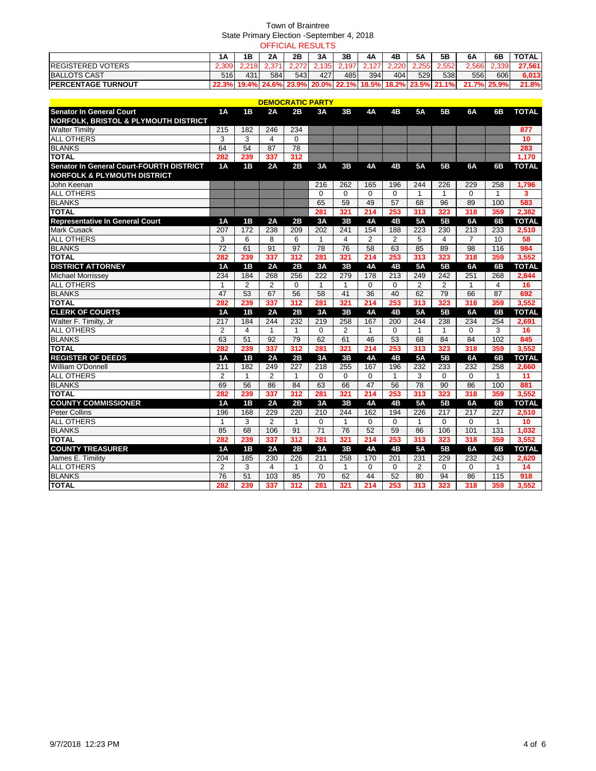Town of Braintree

State Primary Election -September 4, 2018

OFFICIAL RESULTS

| | 1A | 1B | 2A | 2B | 3A | 3B | 4A | 4B | 5A | 5B | 6A | 6B | TOTAL |
|---|---|---|---|---|---|---|---|---|---|---|---|---|---|
| REGISTERED VOTERS | 2,309 | 2,218 | 2,371 | 2,272 | 2,135 | 2,197 | 2,127 | 2,220 | 2,255 | 2,552 | 2,566 | 2,339 | 27,561 |
| BALLOTS CAST | 516 | 431 | 584 | 543 | 427 | 485 | 394 | 404 | 529 | 538 | 556 | 606 | 6,013 |
| PERCENTAGE TURNOUT | 22.3% | 19.4% | 24.6% | 23.9% | 20.0% | 22.1% | 18.5% | 18.2% | 23.5% | 21.1% | 21.7% | 25.9% | 21.8% |

## DEMOCRATIC PARTY

| Senator In General Court NORFOLK, BRISTOL & PLYMOUTH DISTRICT | 1A | 1B | 2A | 2B | 3A | 3B | 4A | 4B | 5A | 5B | 6A | 6B | TOTAL |
|---|---|---|---|---|---|---|---|---|---|---|---|---|---|
| Walter Timilty | 215 | 182 | 246 | 234 | | | | | | | | | 877 |
| ALL OTHERS | 3 | 3 | 4 | 0 | | | | | | | | | 10 |
| BLANKS | 64 | 54 | 87 | 78 | | | | | | | | | 283 |
| TOTAL | 282 | 239 | 337 | 312 | | | | | | | | | 1,170 |
| **Senator In General Court-FOURTH DISTRICT NORFOLK & PLYMOUTH DISTRICT** | **1A** | **1B** | **2A** | **2B** | **3A** | **3B** | **4A** | **4B** | **5A** | **5B** | **6A** | **6B** | **TOTAL** |
| John Keenan | | | | | 216 | 262 | 165 | 196 | 244 | 226 | 229 | 258 | 1,796 |
| ALL OTHERS | | | | | 0 | 0 | 0 | 0 | 1 | 1 | 0 | 1 | 3 |
| BLANKS | | | | | 65 | 59 | 49 | 57 | 68 | 96 | 89 | 100 | 583 |
| TOTAL | | | | | 281 | 321 | 214 | 253 | 313 | 323 | 318 | 359 | 2,382 |
| **Representative In General Court** | **1A** | **1B** | **2A** | **2B** | **3A** | **3B** | **4A** | **4B** | **5A** | **5B** | **6A** | **6B** | **TOTAL** |
| Mark Cusack | 207 | 172 | 238 | 209 | 202 | 241 | 154 | 188 | 223 | 230 | 213 | 233 | 2,510 |
| ALL OTHERS | 3 | 6 | 8 | 6 | 1 | 4 | 2 | 2 | 5 | 4 | 7 | 10 | 58 |
| BLANKS | 72 | 61 | 91 | 97 | 78 | 76 | 58 | 63 | 85 | 89 | 98 | 116 | 984 |
| TOTAL | 282 | 239 | 337 | 312 | 281 | 321 | 214 | 253 | 313 | 323 | 318 | 359 | 3,552 |
| **DISTRICT ATTORNEY** | **1A** | **1B** | **2A** | **2B** | **3A** | **3B** | **4A** | **4B** | **5A** | **5B** | **6A** | **6B** | **TOTAL** |
| Michael Morrissey | 234 | 184 | 268 | 256 | 222 | 279 | 178 | 213 | 249 | 242 | 251 | 268 | 2,844 |
| ALL OTHERS | 1 | 2 | 2 | 0 | 1 | 1 | 0 | 0 | 2 | 2 | 1 | 4 | 16 |
| BLANKS | 47 | 53 | 67 | 56 | 58 | 41 | 36 | 40 | 62 | 79 | 66 | 87 | 692 |
| TOTAL | 282 | 239 | 337 | 312 | 281 | 321 | 214 | 253 | 313 | 323 | 318 | 359 | 3,552 |
| **CLERK OF COURTS** | **1A** | **1B** | **2A** | **2B** | **3A** | **3B** | **4A** | **4B** | **5A** | **5B** | **6A** | **6B** | **TOTAL** |
| Walter F. Timilty, Jr | 217 | 184 | 244 | 232 | 219 | 258 | 167 | 200 | 244 | 238 | 234 | 254 | 2,691 |
| ALL OTHERS | 2 | 4 | 1 | 1 | 0 | 2 | 1 | 0 | 1 | 1 | 0 | 3 | 16 |
| BLANKS | 63 | 51 | 92 | 79 | 62 | 61 | 46 | 53 | 68 | 84 | 84 | 102 | 845 |
| TOTAL | 282 | 239 | 337 | 312 | 281 | 321 | 214 | 253 | 313 | 323 | 318 | 359 | 3,552 |
| **REGISTER OF DEEDS** | **1A** | **1B** | **2A** | **2B** | **3A** | **3B** | **4A** | **4B** | **5A** | **5B** | **6A** | **6B** | **TOTAL** |
| William O'Donnell | 211 | 182 | 249 | 227 | 218 | 255 | 167 | 196 | 232 | 233 | 232 | 258 | 2,660 |
| ALL OTHERS | 2 | 1 | 2 | 1 | 0 | 0 | 0 | 1 | 3 | 0 | 0 | 1 | 11 |
| BLANKS | 69 | 56 | 86 | 84 | 63 | 66 | 47 | 56 | 78 | 90 | 86 | 100 | 881 |
| TOTAL | 282 | 239 | 337 | 312 | 281 | 321 | 214 | 253 | 313 | 323 | 318 | 359 | 3,552 |
| **COUNTY COMMISSIONER** | **1A** | **1B** | **2A** | **2B** | **3A** | **3B** | **4A** | **4B** | **5A** | **5B** | **6A** | **6B** | **TOTAL** |
| Peter Collins | 196 | 168 | 229 | 220 | 210 | 244 | 162 | 194 | 226 | 217 | 217 | 227 | 2,510 |
| ALL OTHERS | 1 | 3 | 2 | 1 | 0 | 1 | 0 | 0 | 1 | 0 | 0 | 1 | 10 |
| BLANKS | 85 | 68 | 106 | 91 | 71 | 76 | 52 | 59 | 86 | 106 | 101 | 131 | 1,032 |
| TOTAL | 282 | 239 | 337 | 312 | 281 | 321 | 214 | 253 | 313 | 323 | 318 | 359 | 3,552 |
| **COUNTY TREASURER** | **1A** | **1B** | **2A** | **2B** | **3A** | **3B** | **4A** | **4B** | **5A** | **5B** | **6A** | **6B** | **TOTAL** |
| James E. Timility | 204 | 185 | 230 | 226 | 211 | 258 | 170 | 201 | 231 | 229 | 232 | 243 | 2,620 |
| ALL OTHERS | 2 | 3 | 4 | 1 | 0 | 1 | 0 | 0 | 2 | 0 | 0 | 1 | 14 |
| BLANKS | 76 | 51 | 103 | 85 | 70 | 62 | 44 | 52 | 80 | 94 | 86 | 115 | 918 |
| TOTAL | 282 | 239 | 337 | 312 | 281 | 321 | 214 | 253 | 313 | 323 | 318 | 359 | 3,552 |

9/7/2018 12:23 PM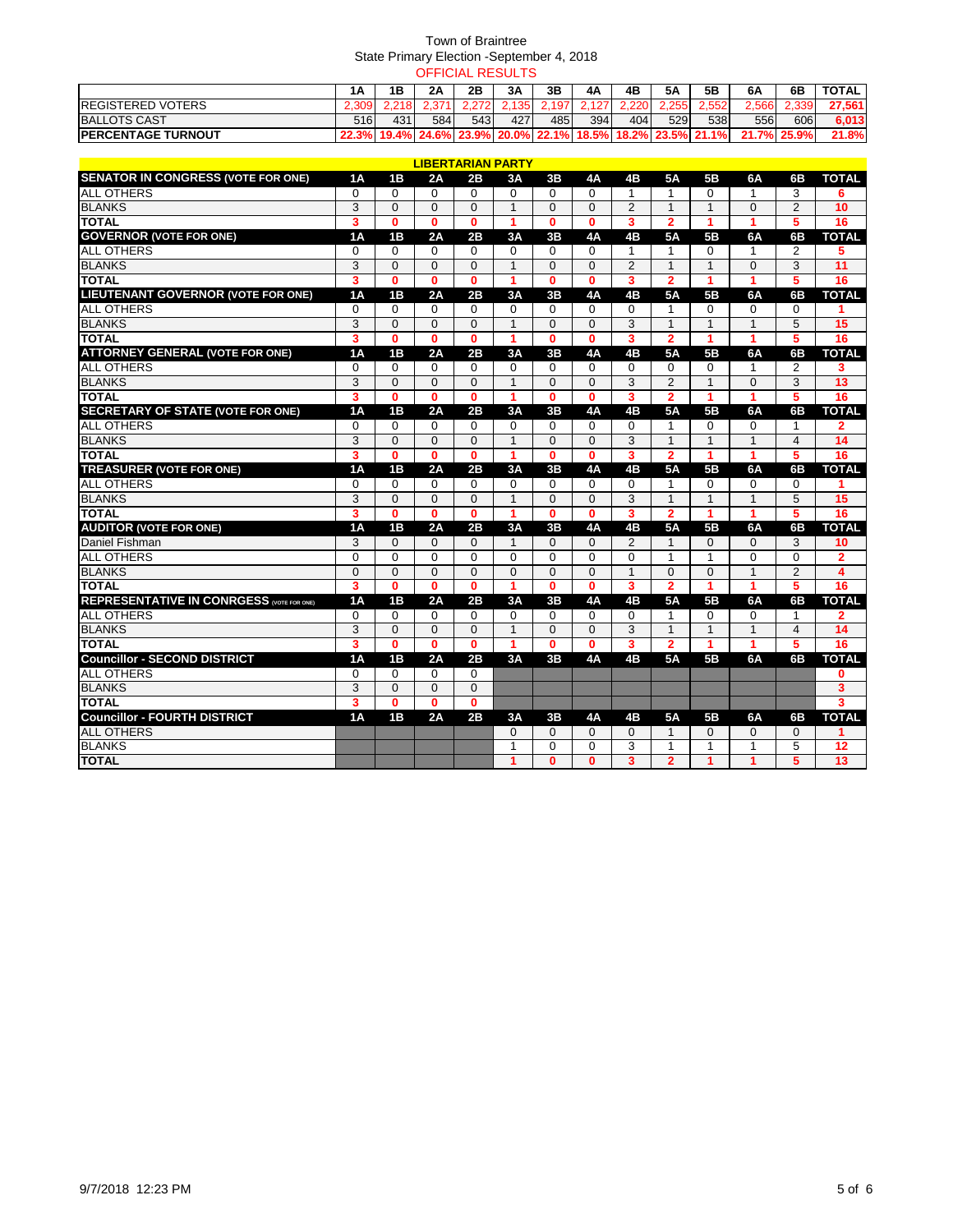Town of Braintree
State Primary Election -September 4, 2018
OFFICIAL RESULTS

| | 1A | 1B | 2A | 2B | 3A | 3B | 4A | 4B | 5A | 5B | 6A | 6B | TOTAL |
|---|---|---|---|---|---|---|---|---|---|---|---|---|---|
| REGISTERED VOTERS | 2,309 | 2,218 | 2,371 | 2,272 | 2,135 | 2,197 | 2,127 | 2,220 | 2,255 | 2,552 | 2,566 | 2,339 | 27,561 |
| BALLOTS CAST | 516 | 431 | 584 | 543 | 427 | 485 | 394 | 404 | 529 | 538 | 556 | 606 | 6,013 |
| PERCENTAGE TURNOUT | 22.3% | 19.4% | 24.6% | 23.9% | 20.0% | 22.1% | 18.5% | 18.2% | 23.5% | 21.1% | 21.7% | 25.9% | 21.8% |

## LIBERTARIAN PARTY

| SENATOR IN CONGRESS (VOTE FOR ONE) | 1A | 1B | 2A | 2B | 3A | 3B | 4A | 4B | 5A | 5B | 6A | 6B | TOTAL |
|---|---|---|---|---|---|---|---|---|---|---|---|---|---|
| ALL OTHERS | 0 | 0 | 0 | 0 | 0 | 0 | 0 | 1 | 1 | 0 | 1 | 3 | 6 |
| BLANKS | 3 | 0 | 0 | 0 | 1 | 0 | 0 | 2 | 1 | 1 | 0 | 2 | 10 |
| TOTAL | 3 | 0 | 0 | 0 | 1 | 0 | 0 | 3 | 2 | 1 | 1 | 5 | 16 |
| **GOVERNOR (VOTE FOR ONE)** | **1A** | **1B** | **2A** | **2B** | **3A** | **3B** | **4A** | **4B** | **5A** | **5B** | **6A** | **6B** | **TOTAL** |
| ALL OTHERS | 0 | 0 | 0 | 0 | 0 | 0 | 0 | 1 | 1 | 0 | 1 | 2 | 5 |
| BLANKS | 3 | 0 | 0 | 0 | 1 | 0 | 0 | 2 | 1 | 1 | 0 | 3 | 11 |
| TOTAL | 3 | 0 | 0 | 0 | 1 | 0 | 0 | 3 | 2 | 1 | 1 | 5 | 16 |
| **LIEUTENANT GOVERNOR (VOTE FOR ONE)** | **1A** | **1B** | **2A** | **2B** | **3A** | **3B** | **4A** | **4B** | **5A** | **5B** | **6A** | **6B** | **TOTAL** |
| ALL OTHERS | 0 | 0 | 0 | 0 | 0 | 0 | 0 | 0 | 1 | 0 | 0 | 0 | 1 |
| BLANKS | 3 | 0 | 0 | 0 | 1 | 0 | 0 | 3 | 1 | 1 | 1 | 5 | 15 |
| TOTAL | 3 | 0 | 0 | 0 | 1 | 0 | 0 | 3 | 2 | 1 | 1 | 5 | 16 |
| **ATTORNEY GENERAL (VOTE FOR ONE)** | **1A** | **1B** | **2A** | **2B** | **3A** | **3B** | **4A** | **4B** | **5A** | **5B** | **6A** | **6B** | **TOTAL** |
| ALL OTHERS | 0 | 0 | 0 | 0 | 0 | 0 | 0 | 0 | 0 | 0 | 1 | 2 | 3 |
| BLANKS | 3 | 0 | 0 | 0 | 1 | 0 | 0 | 3 | 2 | 1 | 0 | 3 | 13 |
| TOTAL | 3 | 0 | 0 | 0 | 1 | 0 | 0 | 3 | 2 | 1 | 1 | 5 | 16 |
| **SECRETARY OF STATE (VOTE FOR ONE)** | **1A** | **1B** | **2A** | **2B** | **3A** | **3B** | **4A** | **4B** | **5A** | **5B** | **6A** | **6B** | **TOTAL** |
| ALL OTHERS | 0 | 0 | 0 | 0 | 0 | 0 | 0 | 0 | 1 | 0 | 0 | 1 | 2 |
| BLANKS | 3 | 0 | 0 | 0 | 1 | 0 | 0 | 3 | 1 | 1 | 1 | 4 | 14 |
| TOTAL | 3 | 0 | 0 | 0 | 1 | 0 | 0 | 3 | 2 | 1 | 1 | 5 | 16 |
| **TREASURER (VOTE FOR ONE)** | **1A** | **1B** | **2A** | **2B** | **3A** | **3B** | **4A** | **4B** | **5A** | **5B** | **6A** | **6B** | **TOTAL** |
| ALL OTHERS | 0 | 0 | 0 | 0 | 0 | 0 | 0 | 0 | 1 | 0 | 0 | 0 | 1 |
| BLANKS | 3 | 0 | 0 | 0 | 1 | 0 | 0 | 3 | 1 | 1 | 1 | 5 | 15 |
| TOTAL | 3 | 0 | 0 | 0 | 1 | 0 | 0 | 3 | 2 | 1 | 1 | 5 | 16 |
| **AUDITOR (VOTE FOR ONE)** | **1A** | **1B** | **2A** | **2B** | **3A** | **3B** | **4A** | **4B** | **5A** | **5B** | **6A** | **6B** | **TOTAL** |
| Daniel Fishman | 3 | 0 | 0 | 0 | 1 | 0 | 0 | 2 | 1 | 0 | 0 | 3 | 10 |
| ALL OTHERS | 0 | 0 | 0 | 0 | 0 | 0 | 0 | 0 | 1 | 1 | 0 | 0 | 2 |
| BLANKS | 0 | 0 | 0 | 0 | 0 | 0 | 0 | 1 | 0 | 0 | 1 | 2 | 4 |
| TOTAL | 3 | 0 | 0 | 0 | 1 | 0 | 0 | 3 | 2 | 1 | 1 | 5 | 16 |
| **REPRESENTATIVE IN CONRGESS (VOTE FOR ONE)** | **1A** | **1B** | **2A** | **2B** | **3A** | **3B** | **4A** | **4B** | **5A** | **5B** | **6A** | **6B** | **TOTAL** |
| ALL OTHERS | 0 | 0 | 0 | 0 | 0 | 0 | 0 | 0 | 1 | 0 | 0 | 1 | 2 |
| BLANKS | 3 | 0 | 0 | 0 | 1 | 0 | 0 | 3 | 1 | 1 | 1 | 4 | 14 |
| TOTAL | 3 | 0 | 0 | 0 | 1 | 0 | 0 | 3 | 2 | 1 | 1 | 5 | 16 |
| **Councillor - SECOND DISTRICT** | **1A** | **1B** | **2A** | **2B** | **3A** | **3B** | **4A** | **4B** | **5A** | **5B** | **6A** | **6B** | **TOTAL** |
| ALL OTHERS | 0 | 0 | 0 | 0 | | | | | | | | | 0 |
| BLANKS | 3 | 0 | 0 | 0 | | | | | | | | | 3 |
| TOTAL | 3 | 0 | 0 | 0 | | | | | | | | | 3 |
| **Councillor - FOURTH DISTRICT** | **1A** | **1B** | **2A** | **2B** | **3A** | **3B** | **4A** | **4B** | **5A** | **5B** | **6A** | **6B** | **TOTAL** |
| ALL OTHERS | | | | | 0 | 0 | 0 | 0 | 1 | 0 | 0 | 0 | 1 |
| BLANKS | | | | | 1 | 0 | 0 | 3 | 1 | 1 | 1 | 5 | 12 |
| TOTAL | | | | | 1 | 0 | 0 | 3 | 2 | 1 | 1 | 5 | 13 |

9/7/2018 12:23 PM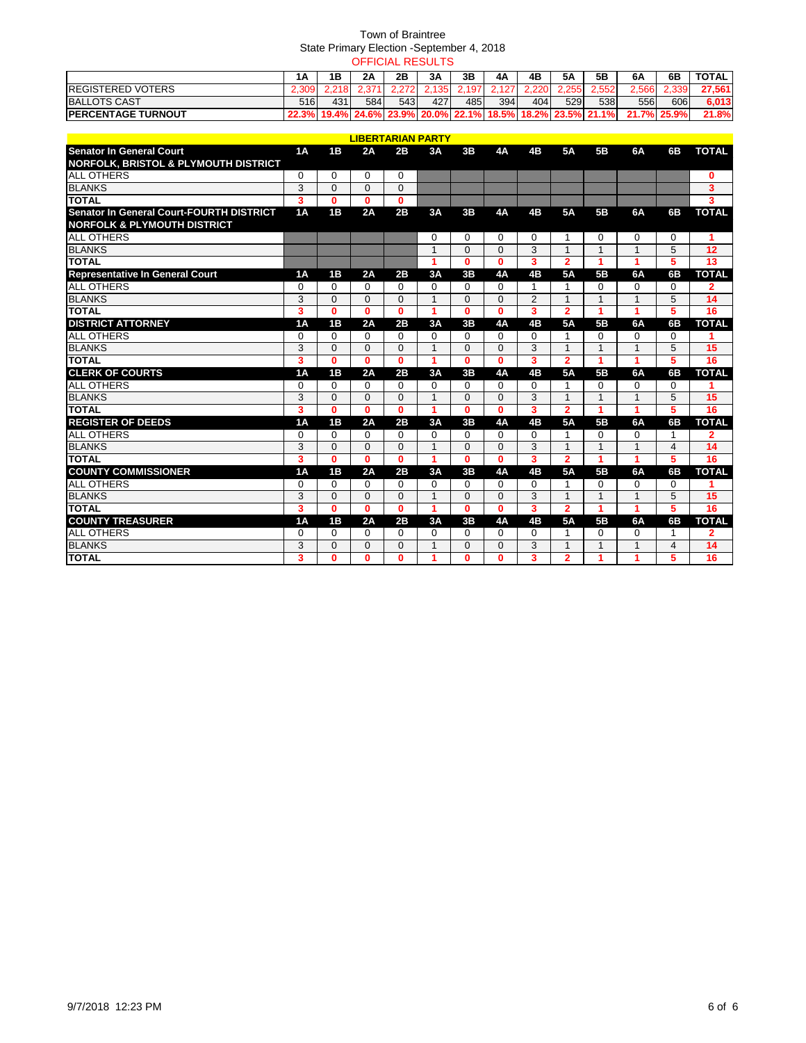Town of Braintree
State Primary Election -September 4, 2018
OFFICIAL RESULTS

| | 1A | 1B | 2A | 2B | 3A | 3B | 4A | 4B | 5A | 5B | 6A | 6B | TOTAL |
|---|---|---|---|---|---|---|---|---|---|---|---|---|---|
| REGISTERED VOTERS | 2,309 | 2,218 | 2,371 | 2,272 | 2,135 | 2,197 | 2,127 | 2,220 | 2,255 | 2,552 | 2,566 | 2,339 | 27,561 |
| BALLOTS CAST | 516 | 431 | 584 | 543 | 427 | 485 | 394 | 404 | 529 | 538 | 556 | 606 | 6,013 |
| PERCENTAGE TURNOUT | 22.3% | 19.4% | 24.6% | 23.9% | 20.0% | 22.1% | 18.5% | 18.2% | 23.5% | 21.1% | 21.7% | 25.9% | 21.8% |

## LIBERTARIAN PARTY

| Senator In General Court NORFOLK, BRISTOL & PLYMOUTH DISTRICT | 1A | 1B | 2A | 2B | 3A | 3B | 4A | 4B | 5A | 5B | 6A | 6B | TOTAL |
|---|---|---|---|---|---|---|---|---|---|---|---|---|---|
| ALL OTHERS | 0 | 0 | 0 | 0 | | | | | | | | | 0 |
| BLANKS | 3 | 0 | 0 | 0 | | | | | | | | | 3 |
| TOTAL | 3 | 0 | 0 | 0 | | | | | | | | | 3 |

| Senator In General Court-FOURTH DISTRICT NORFOLK & PLYMOUTH DISTRICT | 1A | 1B | 2A | 2B | 3A | 3B | 4A | 4B | 5A | 5B | 6A | 6B | TOTAL |
|---|---|---|---|---|---|---|---|---|---|---|---|---|---|
| ALL OTHERS | | | | | 0 | 0 | 0 | 0 | 1 | 0 | 0 | 0 | 1 |
| BLANKS | | | | | 1 | 0 | 0 | 3 | 1 | 1 | 1 | 5 | 12 |
| TOTAL | | | | | 1 | 0 | 0 | 3 | 2 | 1 | 1 | 5 | 13 |

| Representative In General Court | 1A | 1B | 2A | 2B | 3A | 3B | 4A | 4B | 5A | 5B | 6A | 6B | TOTAL |
|---|---|---|---|---|---|---|---|---|---|---|---|---|---|
| ALL OTHERS | 0 | 0 | 0 | 0 | 0 | 0 | 0 | 1 | 1 | 0 | 0 | 0 | 2 |
| BLANKS | 3 | 0 | 0 | 0 | 1 | 0 | 0 | 2 | 1 | 1 | 1 | 5 | 14 |
| TOTAL | 3 | 0 | 0 | 0 | 1 | 0 | 0 | 3 | 2 | 1 | 1 | 5 | 16 |

| DISTRICT ATTORNEY | 1A | 1B | 2A | 2B | 3A | 3B | 4A | 4B | 5A | 5B | 6A | 6B | TOTAL |
|---|---|---|---|---|---|---|---|---|---|---|---|---|---|
| ALL OTHERS | 0 | 0 | 0 | 0 | 0 | 0 | 0 | 0 | 1 | 0 | 0 | 0 | 1 |
| BLANKS | 3 | 0 | 0 | 0 | 1 | 0 | 0 | 3 | 1 | 1 | 1 | 5 | 15 |
| TOTAL | 3 | 0 | 0 | 0 | 1 | 0 | 0 | 3 | 2 | 1 | 1 | 5 | 16 |

| CLERK OF COURTS | 1A | 1B | 2A | 2B | 3A | 3B | 4A | 4B | 5A | 5B | 6A | 6B | TOTAL |
|---|---|---|---|---|---|---|---|---|---|---|---|---|---|
| ALL OTHERS | 0 | 0 | 0 | 0 | 0 | 0 | 0 | 0 | 1 | 0 | 0 | 0 | 1 |
| BLANKS | 3 | 0 | 0 | 0 | 1 | 0 | 0 | 3 | 1 | 1 | 1 | 5 | 15 |
| TOTAL | 3 | 0 | 0 | 0 | 1 | 0 | 0 | 3 | 2 | 1 | 1 | 5 | 16 |

| REGISTER OF DEEDS | 1A | 1B | 2A | 2B | 3A | 3B | 4A | 4B | 5A | 5B | 6A | 6B | TOTAL |
|---|---|---|---|---|---|---|---|---|---|---|---|---|---|
| ALL OTHERS | 0 | 0 | 0 | 0 | 0 | 0 | 0 | 0 | 1 | 0 | 0 | 1 | 2 |
| BLANKS | 3 | 0 | 0 | 0 | 1 | 0 | 0 | 3 | 1 | 1 | 1 | 4 | 14 |
| TOTAL | 3 | 0 | 0 | 0 | 1 | 0 | 0 | 3 | 2 | 1 | 1 | 5 | 16 |

| COUNTY COMMISSIONER | 1A | 1B | 2A | 2B | 3A | 3B | 4A | 4B | 5A | 5B | 6A | 6B | TOTAL |
|---|---|---|---|---|---|---|---|---|---|---|---|---|---|
| ALL OTHERS | 0 | 0 | 0 | 0 | 0 | 0 | 0 | 0 | 1 | 0 | 0 | 0 | 1 |
| BLANKS | 3 | 0 | 0 | 0 | 1 | 0 | 0 | 3 | 1 | 1 | 1 | 5 | 15 |
| TOTAL | 3 | 0 | 0 | 0 | 1 | 0 | 0 | 3 | 2 | 1 | 1 | 5 | 16 |

| COUNTY TREASURER | 1A | 1B | 2A | 2B | 3A | 3B | 4A | 4B | 5A | 5B | 6A | 6B | TOTAL |
|---|---|---|---|---|---|---|---|---|---|---|---|---|---|
| ALL OTHERS | 0 | 0 | 0 | 0 | 0 | 0 | 0 | 0 | 1 | 0 | 0 | 1 | 2 |
| BLANKS | 3 | 0 | 0 | 0 | 1 | 0 | 0 | 3 | 1 | 1 | 1 | 4 | 14 |
| TOTAL | 3 | 0 | 0 | 0 | 1 | 0 | 0 | 3 | 2 | 1 | 1 | 5 | 16 |

9/7/2018 12:23 PM